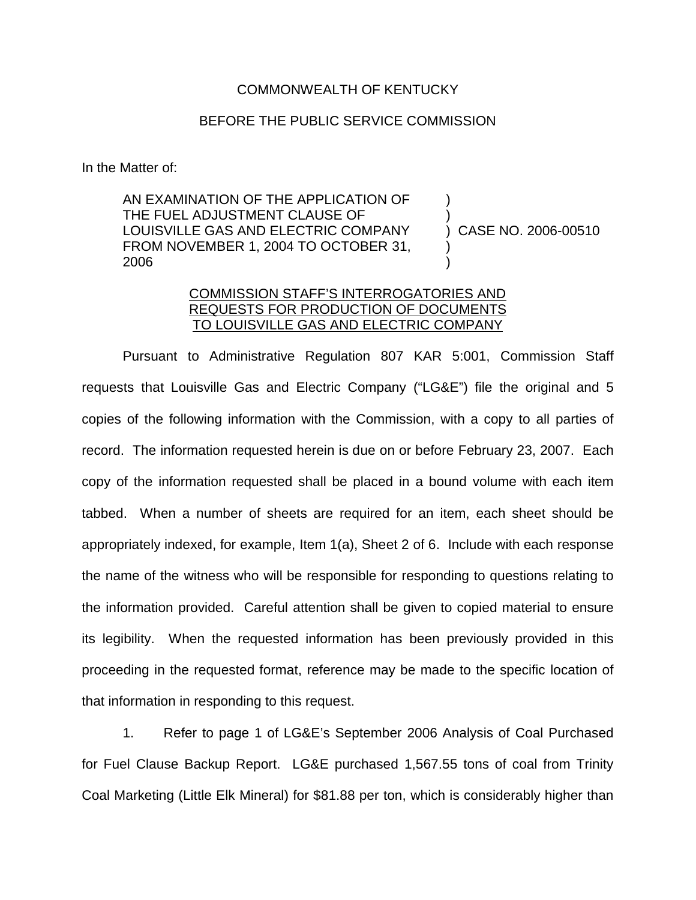COMMONWEALTH OF KENTUCKY

BEFORE THE PUBLIC SERVICE COMMISSION

In the Matter of:

| | | |
|---|---|---|
| AN EXAMINATION OF THE APPLICATION OF THE FUEL ADJUSTMENT CLAUSE OF LOUISVILLE GAS AND ELECTRIC COMPANY FROM NOVEMBER 1, 2004 TO OCTOBER 31, 2006 | ) | CASE NO. 2006-00510 |

COMMISSION STAFF'S INTERROGATORIES AND REQUESTS FOR PRODUCTION OF DOCUMENTS TO LOUISVILLE GAS AND ELECTRIC COMPANY

Pursuant to Administrative Regulation 807 KAR 5:001, Commission Staff requests that Louisville Gas and Electric Company ("LG&E") file the original and 5 copies of the following information with the Commission, with a copy to all parties of record. The information requested herein is due on or before February 23, 2007. Each copy of the information requested shall be placed in a bound volume with each item tabbed. When a number of sheets are required for an item, each sheet should be appropriately indexed, for example, Item 1(a), Sheet 2 of 6. Include with each response the name of the witness who will be responsible for responding to questions relating to the information provided. Careful attention shall be given to copied material to ensure its legibility. When the requested information has been previously provided in this proceeding in the requested format, reference may be made to the specific location of that information in responding to this request.

1. Refer to page 1 of LG&E's September 2006 Analysis of Coal Purchased for Fuel Clause Backup Report. LG&E purchased 1,567.55 tons of coal from Trinity Coal Marketing (Little Elk Mineral) for $81.88 per ton, which is considerably higher than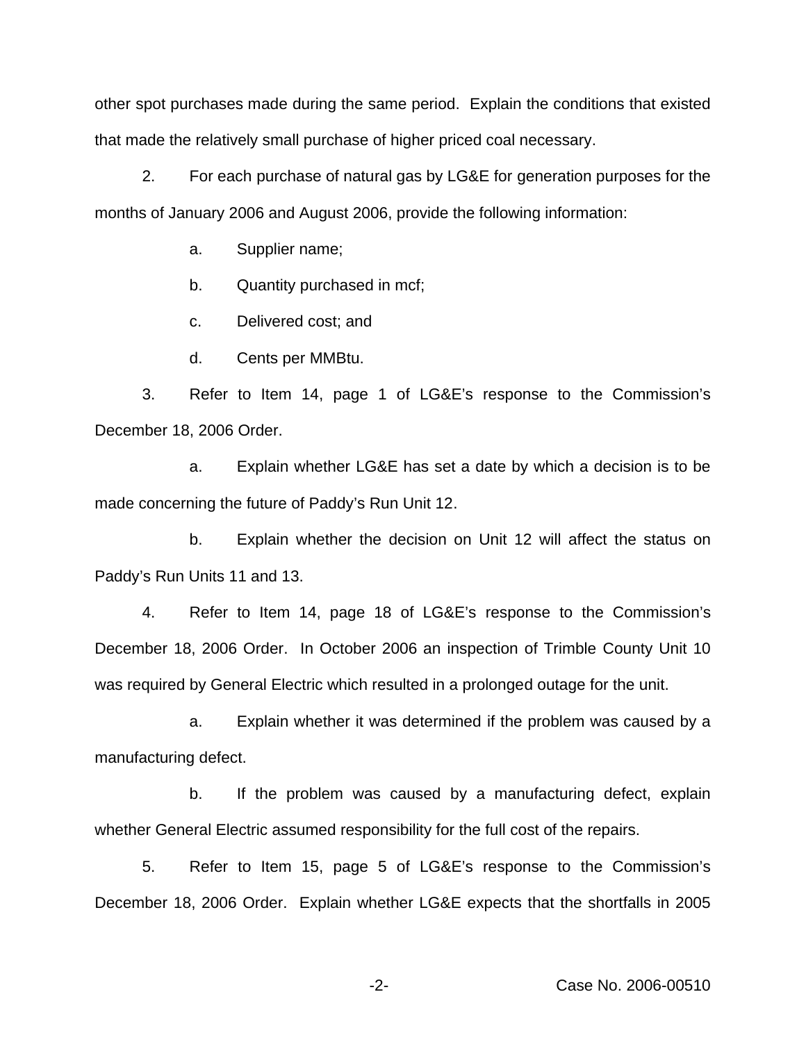other spot purchases made during the same period. Explain the conditions that existed that made the relatively small purchase of higher priced coal necessary.

2. For each purchase of natural gas by LG&E for generation purposes for the months of January 2006 and August 2006, provide the following information:

   a. Supplier name;

   b. Quantity purchased in mcf;

   c. Delivered cost; and

   d. Cents per MMBtu.

3. Refer to Item 14, page 1 of LG&E's response to the Commission's December 18, 2006 Order.

   a. Explain whether LG&E has set a date by which a decision is to be made concerning the future of Paddy's Run Unit 12.

   b. Explain whether the decision on Unit 12 will affect the status on Paddy's Run Units 11 and 13.

4. Refer to Item 14, page 18 of LG&E's response to the Commission's December 18, 2006 Order. In October 2006 an inspection of Trimble County Unit 10 was required by General Electric which resulted in a prolonged outage for the unit.

   a. Explain whether it was determined if the problem was caused by a manufacturing defect.

   b. If the problem was caused by a manufacturing defect, explain whether General Electric assumed responsibility for the full cost of the repairs.

5. Refer to Item 15, page 5 of LG&E's response to the Commission's December 18, 2006 Order. Explain whether LG&E expects that the shortfalls in 2005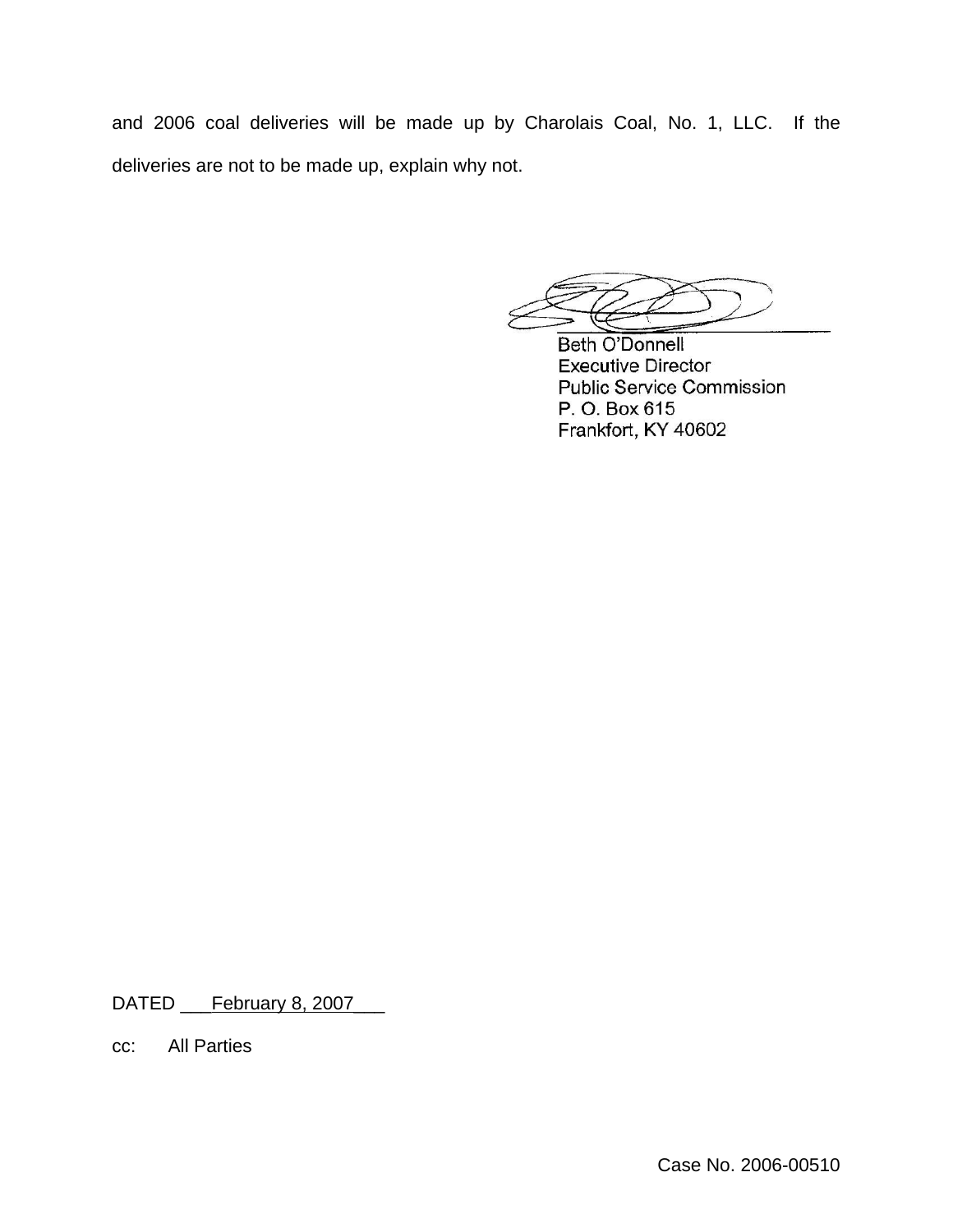and 2006 coal deliveries will be made up by Charolais Coal, No. 1, LLC. If the deliveries are not to be made up, explain why not.

Beth O'Donnell
Executive Director
Public Service Commission
P. O. Box 615
Frankfort, KY 40602

DATED February 8, 2007

cc: All Parties

Case No. 2006-00510